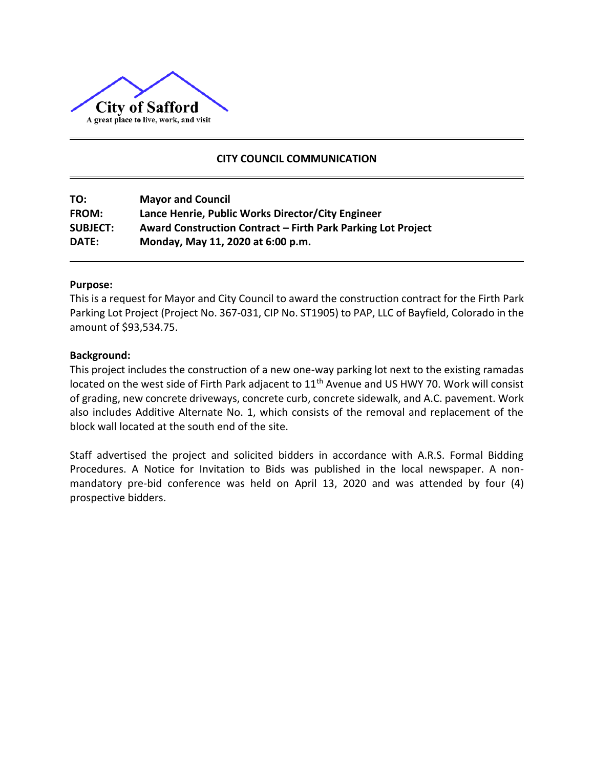City of Safford

A great place to live, work, and visit

## CITY COUNCIL COMMUNICATION

**TO:** **Mayor and Council**
**FROM:** **Lance Henrie, Public Works Director/City Engineer**
**SUBJECT:** **Award Construction Contract – Firth Park Parking Lot Project**
**DATE:** **Monday, May 11, 2020 at 6:00 p.m.**

**Purpose:**

This is a request for Mayor and City Council to award the construction contract for the Firth Park Parking Lot Project (Project No. 367-031, CIP No. ST1905) to PAP, LLC of Bayfield, Colorado in the amount of $93,534.75.

**Background:**

This project includes the construction of a new one-way parking lot next to the existing ramadas located on the west side of Firth Park adjacent to 11th Avenue and US HWY 70. Work will consist of grading, new concrete driveways, concrete curb, concrete sidewalk, and A.C. pavement. Work also includes Additive Alternate No. 1, which consists of the removal and replacement of the block wall located at the south end of the site.

Staff advertised the project and solicited bidders in accordance with A.R.S. Formal Bidding Procedures. A Notice for Invitation to Bids was published in the local newspaper. A non-mandatory pre-bid conference was held on April 13, 2020 and was attended by four (4) prospective bidders.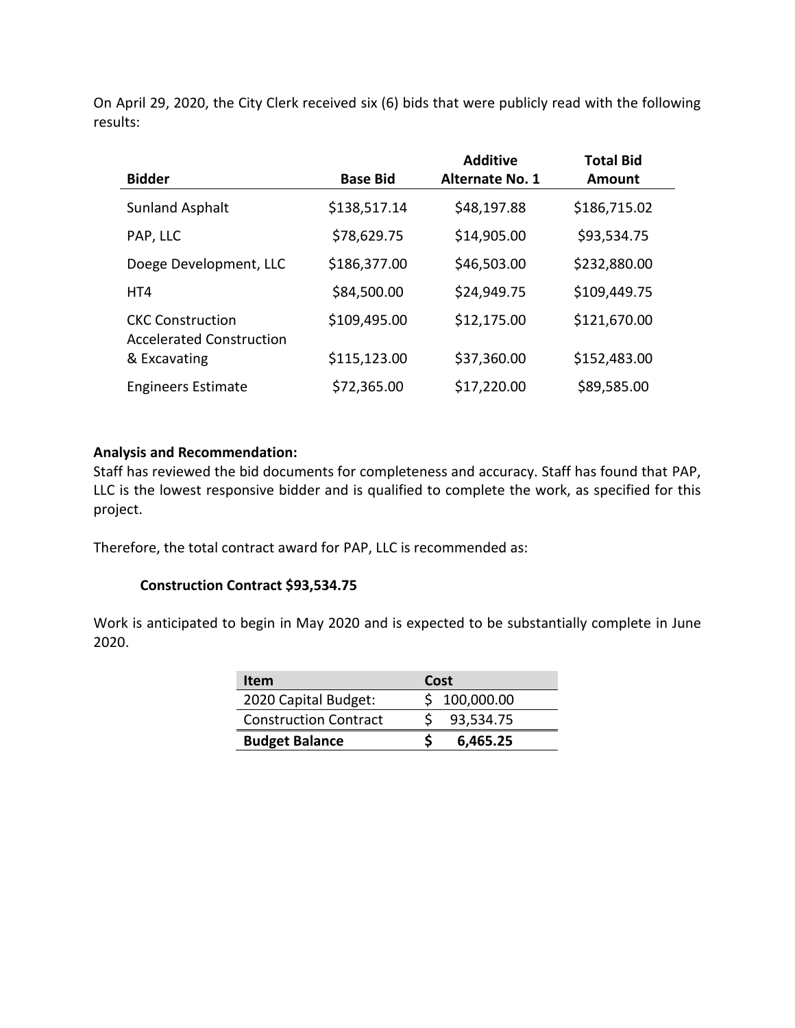On April 29, 2020, the City Clerk received six (6) bids that were publicly read with the following results:

| Bidder | Base Bid | Additive Alternate No. 1 | Total Bid Amount |
|---|---|---|---|
| Sunland Asphalt | $138,517.14 | $48,197.88 | $186,715.02 |
| PAP, LLC | $78,629.75 | $14,905.00 | $93,534.75 |
| Doege Development, LLC | $186,377.00 | $46,503.00 | $232,880.00 |
| HT4 | $84,500.00 | $24,949.75 | $109,449.75 |
| CKC Construction | $109,495.00 | $12,175.00 | $121,670.00 |
| Accelerated Construction & Excavating | $115,123.00 | $37,360.00 | $152,483.00 |
| Engineers Estimate | $72,365.00 | $17,220.00 | $89,585.00 |

**Analysis and Recommendation:**

Staff has reviewed the bid documents for completeness and accuracy. Staff has found that PAP, LLC is the lowest responsive bidder and is qualified to complete the work, as specified for this project.

Therefore, the total contract award for PAP, LLC is recommended as:

**Construction Contract $93,534.75**

Work is anticipated to begin in May 2020 and is expected to be substantially complete in June 2020.

| Item | Cost |
|---|---|
| 2020 Capital Budget: | $ 100,000.00 |
| Construction Contract | $ 93,534.75 |
| **Budget Balance** | **$ 6,465.25** |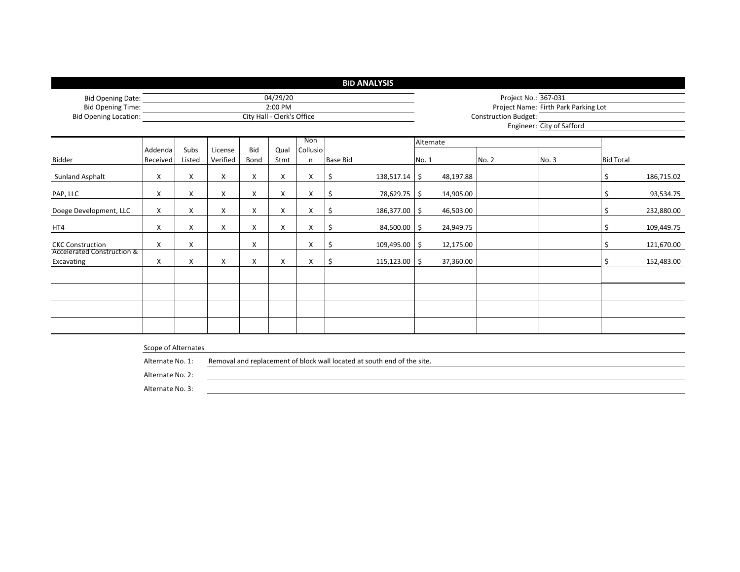## BID ANALYSIS

Bid Opening Date: 04/29/20
Bid Opening Time: 2:00 PM
Bid Opening Location: City Hall - Clerk's Office

Project No.: 367-031
Project Name: Firth Park Parking Lot
Construction Budget:
Engineer: City of Safford

| Bidder | Addenda Received | Subs Listed | License Verified | Bid Bond | Qual Stmt | Non Collusion | Base Bid | Alternate No. 1 | Alternate No. 2 | Alternate No. 3 | Bid Total |
|---|---|---|---|---|---|---|---|---|---|---|---|
| Sunland Asphalt | X | X | X | X | X | X | $ 138,517.14 | $ 48,197.88 | | | $ 186,715.02 |
| PAP, LLC | X | X | X | X | X | X | $ 78,629.75 | $ 14,905.00 | | | $ 93,534.75 |
| Doege Development, LLC | X | X | X | X | X | X | $ 186,377.00 | $ 46,503.00 | | | $ 232,880.00 |
| HT4 | X | X | X | X | X | X | $ 84,500.00 | $ 24,949.75 | | | $ 109,449.75 |
| CKC Construction | X | X | | X | | X | $ 109,495.00 | $ 12,175.00 | | | $ 121,670.00 |
| Accelerated Construction & Excavating | X | X | X | X | X | X | $ 115,123.00 | $ 37,360.00 | | | $ 152,483.00 |
| | | | | | | | | | | | |
| | | | | | | | | | | | |
| | | | | | | | | | | | |
| | | | | | | | | | | | |

Scope of Alternates

Alternate No. 1: Removal and replacement of block wall located at south end of the site.

Alternate No. 2:

Alternate No. 3: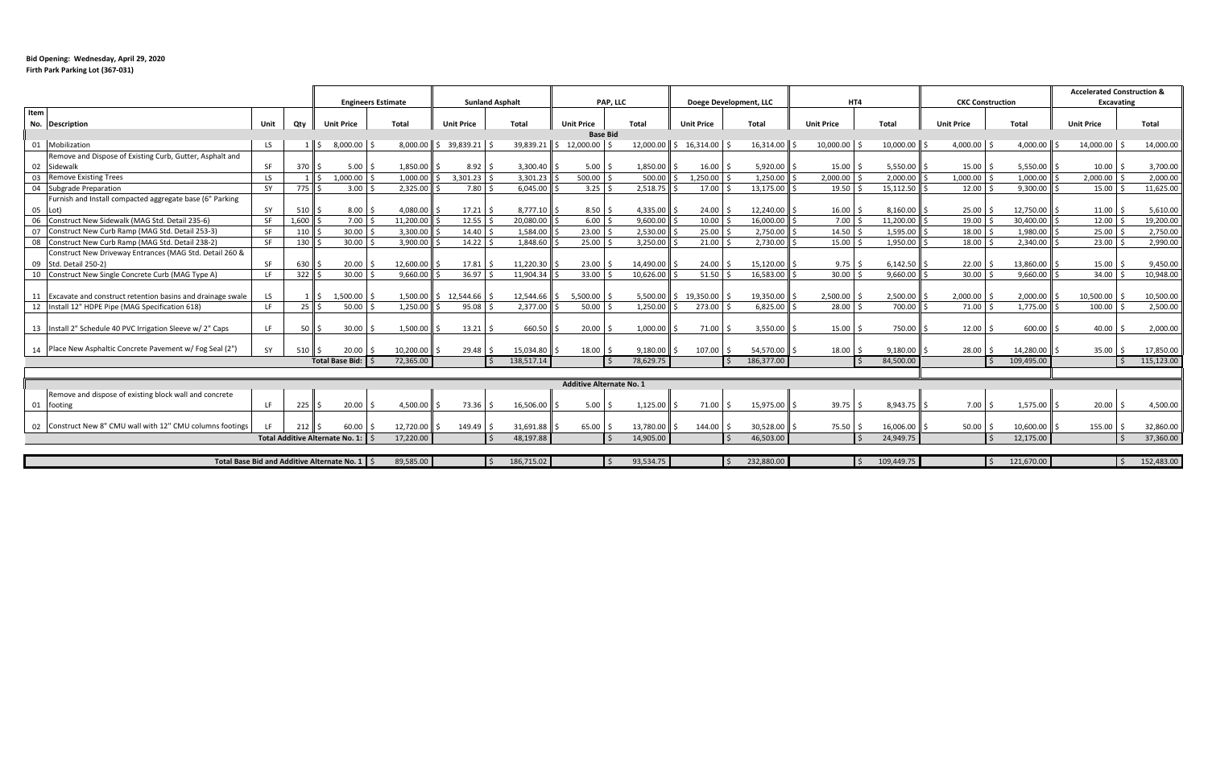**Bid Opening: Wednesday, April 29, 2020**
**Firth Park Parking Lot (367-031)**

| Item No. | Description | Unit | Qty | Engineers Estimate Unit Price | Engineers Estimate Total | Sunland Asphalt Unit Price | Sunland Asphalt Total | PAP, LLC Unit Price | PAP, LLC Total | Doege Development, LLC Unit Price | Doege Development, LLC Total | HT4 Unit Price | HT4 Total | CKC Construction Unit Price | CKC Construction Total | Accelerated Construction & Excavating Unit Price | Accelerated Construction & Excavating Total |
|---|---|---|---|---|---|---|---|---|---|---|---|---|---|---|---|---|---|
| | **Base Bid** | | | | | | | | | | | | | | | | |
| 01 | Mobilization | LS | 1 | $ 8,000.00 | $ 8,000.00 | $ 39,839.21 | $ 39,839.21 | $ 12,000.00 | $ 12,000.00 | $ 16,314.00 | $ 16,314.00 | $ 10,000.00 | $ 10,000.00 | $ 4,000.00 | $ 4,000.00 | $ 14,000.00 | $ 14,000.00 |
| 02 | Remove and Dispose of Existing Curb, Gutter, Asphalt and Sidewalk | SF | 370 | $ 5.00 | $ 1,850.00 | $ 8.92 | $ 3,300.40 | $ 5.00 | $ 1,850.00 | $ 16.00 | $ 5,920.00 | $ 15.00 | $ 5,550.00 | $ 15.00 | $ 5,550.00 | $ 10.00 | $ 3,700.00 |
| 03 | Remove Existing Trees | LS | 1 | $ 1,000.00 | $ 1,000.00 | $ 3,301.23 | $ 3,301.23 | $ 500.00 | $ 500.00 | $ 1,250.00 | $ 1,250.00 | $ 2,000.00 | $ 2,000.00 | $ 1,000.00 | $ 1,000.00 | $ 2,000.00 | $ 2,000.00 |
| 04 | Subgrade Preparation | SY | 775 | $ 3.00 | $ 2,325.00 | $ 7.80 | $ 6,045.00 | $ 3.25 | $ 2,518.75 | $ 17.00 | $ 13,175.00 | $ 19.50 | $ 15,112.50 | $ 12.00 | $ 9,300.00 | $ 15.00 | $ 11,625.00 |
| 05 | Furnish and Install compacted aggregate base (6" Parking Lot) | SY | 510 | $ 8.00 | $ 4,080.00 | $ 17.21 | $ 8,777.10 | $ 8.50 | $ 4,335.00 | $ 24.00 | $ 12,240.00 | $ 16.00 | $ 8,160.00 | $ 25.00 | $ 12,750.00 | $ 11.00 | $ 5,610.00 |
| 06 | Construct New Sidewalk (MAG Std. Detail 235-6) | SF | 1,600 | $ 7.00 | $ 11,200.00 | $ 12.55 | $ 20,080.00 | $ 6.00 | $ 9,600.00 | $ 10.00 | $ 16,000.00 | $ 7.00 | $ 11,200.00 | $ 19.00 | $ 30,400.00 | $ 12.00 | $ 19,200.00 |
| 07 | Construct New Curb Ramp (MAG Std. Detail 253-3) | SF | 110 | $ 30.00 | $ 3,300.00 | $ 14.40 | $ 1,584.00 | $ 23.00 | $ 2,530.00 | $ 25.00 | $ 2,750.00 | $ 14.50 | $ 1,595.00 | $ 18.00 | $ 1,980.00 | $ 25.00 | $ 2,750.00 |
| 08 | Construct New Curb Ramp (MAG Std. Detail 238-2) | SF | 130 | $ 30.00 | $ 3,900.00 | $ 14.22 | $ 1,848.60 | $ 25.00 | $ 3,250.00 | $ 21.00 | $ 2,730.00 | $ 15.00 | $ 1,950.00 | $ 18.00 | $ 2,340.00 | $ 23.00 | $ 2,990.00 |
| 09 | Construct New Driveway Entrances (MAG Std. Detail 260 & Std. Detail 250-2) | SF | 630 | $ 20.00 | $ 12,600.00 | $ 17.81 | $ 11,220.30 | $ 23.00 | $ 14,490.00 | $ 24.00 | $ 15,120.00 | $ 9.75 | $ 6,142.50 | $ 22.00 | $ 13,860.00 | $ 15.00 | $ 9,450.00 |
| 10 | Construct New Single Concrete Curb (MAG Type A) | LF | 322 | $ 30.00 | $ 9,660.00 | $ 36.97 | $ 11,904.34 | $ 33.00 | $ 10,626.00 | $ 51.50 | $ 16,583.00 | $ 30.00 | $ 9,660.00 | $ 30.00 | $ 9,660.00 | $ 34.00 | $ 10,948.00 |
| 11 | Excavate and construct retention basins and drainage swale | LS | 1 | $ 1,500.00 | $ 1,500.00 | $ 12,544.66 | $ 12,544.66 | $ 5,500.00 | $ 5,500.00 | $ 19,350.00 | $ 19,350.00 | $ 2,500.00 | $ 2,500.00 | $ 2,000.00 | $ 2,000.00 | $ 10,500.00 | $ 10,500.00 |
| 12 | Install 12" HDPE Pipe (MAG Specification 618) | LF | 25 | $ 50.00 | $ 1,250.00 | $ 95.08 | $ 2,377.00 | $ 50.00 | $ 1,250.00 | $ 273.00 | $ 6,825.00 | $ 28.00 | $ 700.00 | $ 71.00 | $ 1,775.00 | $ 100.00 | $ 2,500.00 |
| 13 | Install 2" Schedule 40 PVC Irrigation Sleeve w/ 2" Caps | LF | 50 | $ 30.00 | $ 1,500.00 | $ 13.21 | $ 660.50 | $ 20.00 | $ 1,000.00 | $ 71.00 | $ 3,550.00 | $ 15.00 | $ 750.00 | $ 12.00 | $ 600.00 | $ 40.00 | $ 2,000.00 |
| 14 | Place New Asphaltic Concrete Pavement w/ Fog Seal (2") | SY | 510 | $ 20.00 | $ 10,200.00 | $ 29.48 | $ 15,034.80 | $ 18.00 | $ 9,180.00 | $ 107.00 | $ 54,570.00 | $ 18.00 | $ 9,180.00 | $ 28.00 | $ 14,280.00 | $ 35.00 | $ 17,850.00 |
| | | | | **Total Base Bid:** | $ 72,365.00 | | $ 138,517.14 | | $ 78,629.75 | | $ 186,377.00 | | $ 84,500.00 | | $ 109,495.00 | | $ 115,123.00 |
| | **Additive Alternate No. 1** | | | | | | | | | | | | | | | | |
| 01 | Remove and dispose of existing block wall and concrete footing | LF | 225 | $ 20.00 | $ 4,500.00 | $ 73.36 | $ 16,506.00 | $ 5.00 | $ 1,125.00 | $ 71.00 | $ 15,975.00 | $ 39.75 | $ 8,943.75 | $ 7.00 | $ 1,575.00 | $ 20.00 | $ 4,500.00 |
| 02 | Construct New 8" CMU wall with 12" CMU columns footings | LF | 212 | $ 60.00 | $ 12,720.00 | $ 149.49 | $ 31,691.88 | $ 65.00 | $ 13,780.00 | $ 144.00 | $ 30,528.00 | $ 75.50 | $ 16,006.00 | $ 50.00 | $ 10,600.00 | $ 155.00 | $ 32,860.00 |
| | | | | **Total Additive Alternate No. 1:** | $ 17,220.00 | | $ 48,197.88 | | $ 14,905.00 | | $ 46,503.00 | | $ 24,949.75 | | $ 12,175.00 | | $ 37,360.00 |
| | | | | **Total Base Bid and Additive Alternate No. 1** | $ 89,585.00 | | $ 186,715.02 | | $ 93,534.75 | | $ 232,880.00 | | $ 109,449.75 | | $ 121,670.00 | | $ 152,483.00 |